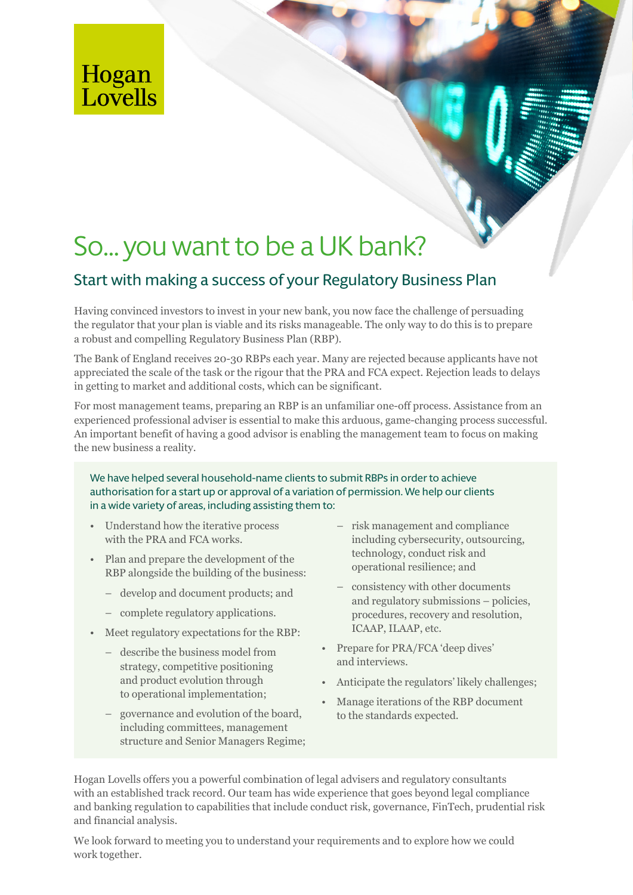Hogan Lovells

# So... you want to be a UK bank?

## Start with making a success of your Regulatory Business Plan

Having convinced investors to invest in your new bank, you now face the challenge of persuading the regulator that your plan is viable and its risks manageable. The only way to do this is to prepare a robust and compelling Regulatory Business Plan (RBP).

The Bank of England receives 20-30 RBPs each year. Many are rejected because applicants have not appreciated the scale of the task or the rigour that the PRA and FCA expect. Rejection leads to delays in getting to market and additional costs, which can be significant.

For most management teams, preparing an RBP is an unfamiliar one-off process. Assistance from an experienced professional adviser is essential to make this arduous, game-changing process successful. An important benefit of having a good advisor is enabling the management team to focus on making the new business a reality.

We have helped several household-name clients to submit RBPs in order to achieve authorisation for a start up or approval of a variation of permission. We help our clients in a wide variety of areas, including assisting them to:

- Understand how the iterative process with the PRA and FCA works.
- Plan and prepare the development of the RBP alongside the building of the business:
  - develop and document products; and
  - complete regulatory applications.
- Meet regulatory expectations for the RBP:
  - describe the business model from strategy, competitive positioning and product evolution through to operational implementation;
  - governance and evolution of the board, including committees, management structure and Senior Managers Regime;
  - risk management and compliance including cybersecurity, outsourcing, technology, conduct risk and operational resilience; and
  - consistency with other documents and regulatory submissions – policies, procedures, recovery and resolution, ICAAP, ILAAP, etc.
- Prepare for PRA/FCA 'deep dives' and interviews.
- Anticipate the regulators' likely challenges;
- Manage iterations of the RBP document to the standards expected.

Hogan Lovells offers you a powerful combination of legal advisers and regulatory consultants with an established track record. Our team has wide experience that goes beyond legal compliance and banking regulation to capabilities that include conduct risk, governance, FinTech, prudential risk and financial analysis.

We look forward to meeting you to understand your requirements and to explore how we could work together.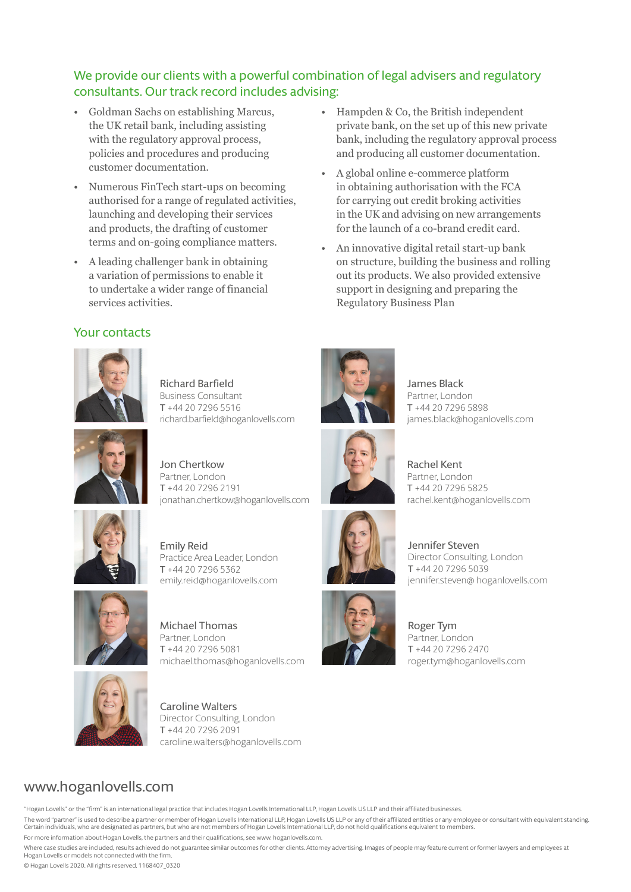## We provide our clients with a powerful combination of legal advisers and regulatory consultants. Our track record includes advising:

- Goldman Sachs on establishing Marcus, the UK retail bank, including assisting with the regulatory approval process, policies and procedures and producing customer documentation.
- Numerous FinTech start-ups on becoming authorised for a range of regulated activities, launching and developing their services and products, the drafting of customer terms and on-going compliance matters.
- A leading challenger bank in obtaining a variation of permissions to enable it to undertake a wider range of financial services activities.
- Hampden & Co, the British independent private bank, on the set up of this new private bank, including the regulatory approval process and producing all customer documentation.
- A global online e-commerce platform in obtaining authorisation with the FCA for carrying out credit broking activities in the UK and advising on new arrangements for the launch of a co-brand credit card.
- An innovative digital retail start-up bank on structure, building the business and rolling out its products. We also provided extensive support in designing and preparing the Regulatory Business Plan

## Your contacts

Richard Barfield
Business Consultant
T +44 20 7296 5516
richard.barfield@hoganlovells.com

James Black
Partner, London
T +44 20 7296 5898
james.black@hoganlovells.com

Jon Chertkow
Partner, London
T +44 20 7296 2191
jonathan.chertkow@hoganlovells.com

Rachel Kent
Partner, London
T +44 20 7296 5825
rachel.kent@hoganlovells.com

Emily Reid
Practice Area Leader, London
T +44 20 7296 5362
emily.reid@hoganlovells.com

Jennifer Steven
Director Consulting, London
T +44 20 7296 5039
jennifer.steven@ hoganlovells.com

Michael Thomas
Partner, London
T +44 20 7296 5081
michael.thomas@hoganlovells.com

Roger Tym
Partner, London
T +44 20 7296 2470
roger.tym@hoganlovells.com

Caroline Walters
Director Consulting, London
T +44 20 7296 2091
caroline.walters@hoganlovells.com

www.hoganlovells.com

"Hogan Lovells" or the "firm" is an international legal practice that includes Hogan Lovells International LLP, Hogan Lovells US LLP and their affiliated businesses.

The word "partner" is used to describe a partner or member of Hogan Lovells International LLP, Hogan Lovells US LLP or any of their affiliated entities or any employee or consultant with equivalent standing. Certain individuals, who are designated as partners, but who are not members of Hogan Lovells International LLP, do not hold qualifications equivalent to members.

For more information about Hogan Lovells, the partners and their qualifications, see www. hoganlovells.com.

Where case studies are included, results achieved do not guarantee similar outcomes for other clients. Attorney advertising. Images of people may feature current or former lawyers and employees at Hogan Lovells or models not connected with the firm.

© Hogan Lovells 2020. All rights reserved. 1168407_0320